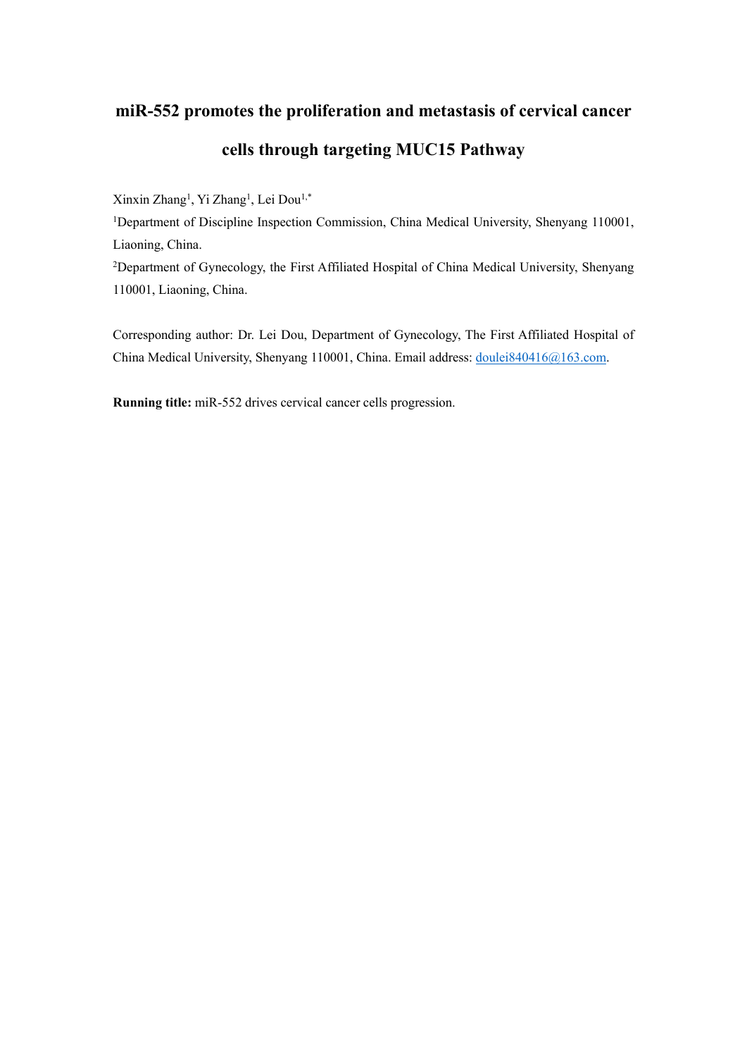# miR-552 promotes the proliferation and metastasis of cervical cancer cells through targeting MUC15 Pathway

Xinxin Zhang[1], Yi Zhang[1], Lei Dou[1,*]

[1]Department of Discipline Inspection Commission, China Medical University, Shenyang 110001, Liaoning, China.

[2]Department of Gynecology, the First Affiliated Hospital of China Medical University, Shenyang 110001, Liaoning, China.

Corresponding author: Dr. Lei Dou, Department of Gynecology, The First Affiliated Hospital of China Medical University, Shenyang 110001, China. Email address: doulei840416@163.com.

**Running title:** miR-552 drives cervical cancer cells progression.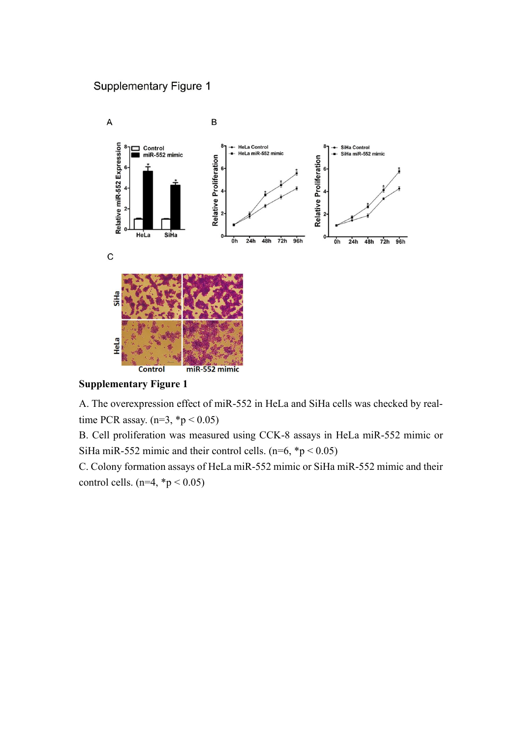Supplementary Figure 1

**Supplementary Figure 1**

A. The overexpression effect of miR-552 in HeLa and SiHa cells was checked by real-time PCR assay. (n=3, *p < 0.05)

B. Cell proliferation was measured using CCK-8 assays in HeLa miR-552 mimic or SiHa miR-552 mimic and their control cells. (n=6, *p < 0.05)

C. Colony formation assays of HeLa miR-552 mimic or SiHa miR-552 mimic and their control cells. (n=4, *p < 0.05)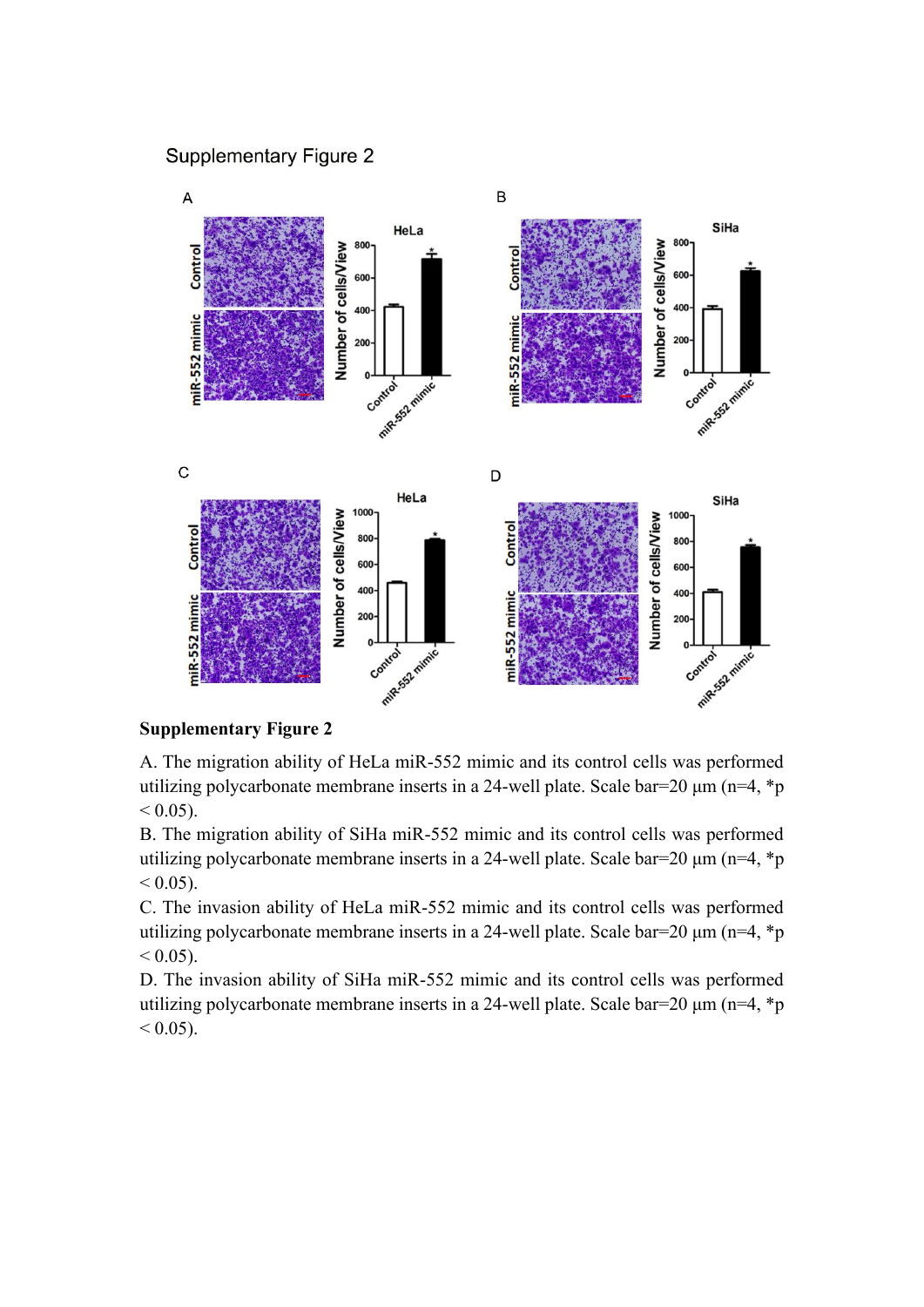Supplementary Figure 2

**Supplementary Figure 2**

A. The migration ability of HeLa miR-552 mimic and its control cells was performed utilizing polycarbonate membrane inserts in a 24-well plate. Scale bar=20 μm (n=4, *p < 0.05).

B. The migration ability of SiHa miR-552 mimic and its control cells was performed utilizing polycarbonate membrane inserts in a 24-well plate. Scale bar=20 μm (n=4, *p < 0.05).

C. The invasion ability of HeLa miR-552 mimic and its control cells was performed utilizing polycarbonate membrane inserts in a 24-well plate. Scale bar=20 μm (n=4, *p < 0.05).

D. The invasion ability of SiHa miR-552 mimic and its control cells was performed utilizing polycarbonate membrane inserts in a 24-well plate. Scale bar=20 μm (n=4, *p < 0.05).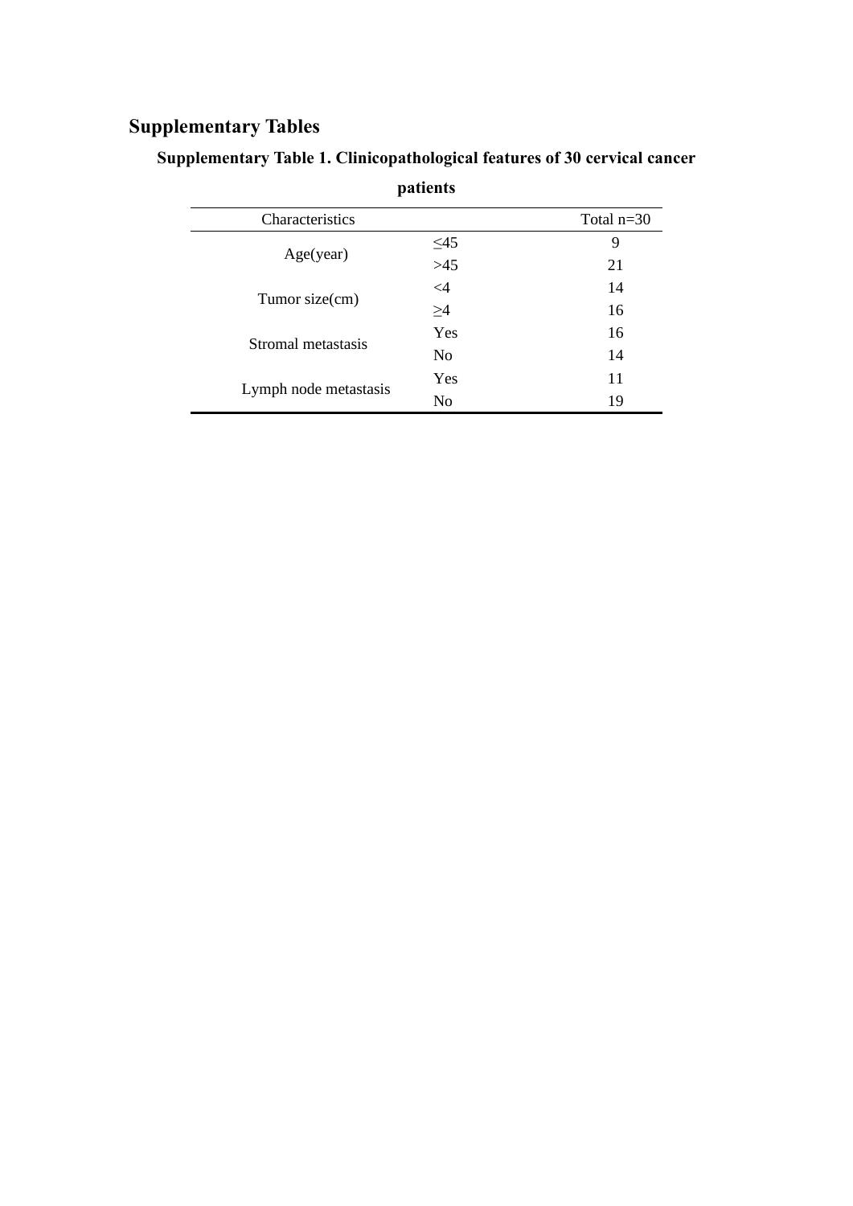# Supplementary Tables

**Supplementary Table 1. Clinicopathological features of 30 cervical cancer patients**

| Characteristics | | Total n=30 |
|---|---|---|
| Age(year) | ≤45 | 9 |
| | >45 | 21 |
| Tumor size(cm) | <4 | 14 |
| | ≥4 | 16 |
| Stromal metastasis | Yes | 16 |
| | No | 14 |
| Lymph node metastasis | Yes | 11 |
| | No | 19 |